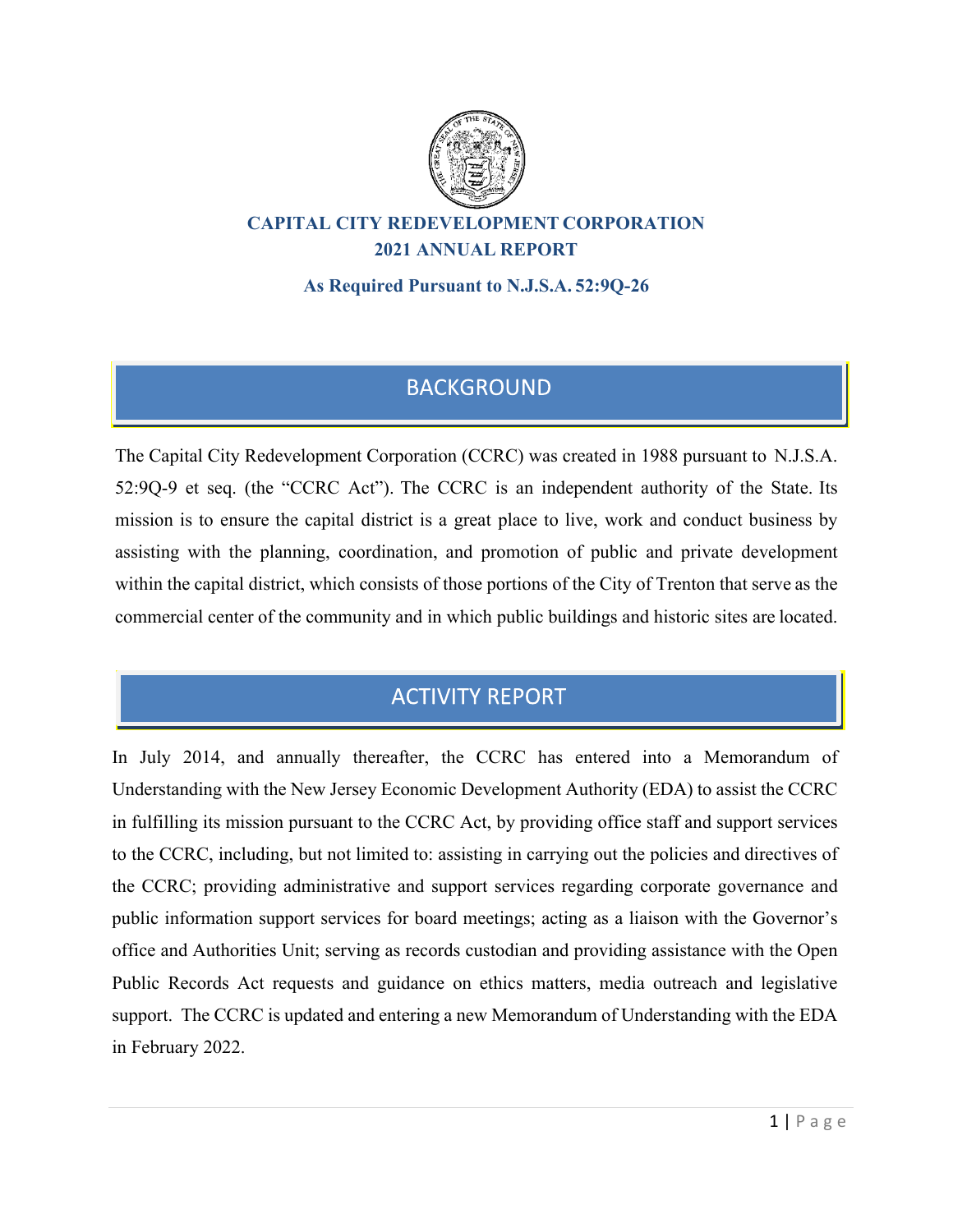# CAPITAL CITY REDEVELOPMENT CORPORATION
# 2021 ANNUAL REPORT

### As Required Pursuant to N.J.S.A. 52:9Q-26

## BACKGROUND

The Capital City Redevelopment Corporation (CCRC) was created in 1988 pursuant to N.J.S.A. 52:9Q-9 et seq. (the "CCRC Act"). The CCRC is an independent authority of the State. Its mission is to ensure the capital district is a great place to live, work and conduct business by assisting with the planning, coordination, and promotion of public and private development within the capital district, which consists of those portions of the City of Trenton that serve as the commercial center of the community and in which public buildings and historic sites are located.

## ACTIVITY REPORT

In July 2014, and annually thereafter, the CCRC has entered into a Memorandum of Understanding with the New Jersey Economic Development Authority (EDA) to assist the CCRC in fulfilling its mission pursuant to the CCRC Act, by providing office staff and support services to the CCRC, including, but not limited to: assisting in carrying out the policies and directives of the CCRC; providing administrative and support services regarding corporate governance and public information support services for board meetings; acting as a liaison with the Governor's office and Authorities Unit; serving as records custodian and providing assistance with the Open Public Records Act requests and guidance on ethics matters, media outreach and legislative support. The CCRC is updated and entering a new Memorandum of Understanding with the EDA in February 2022.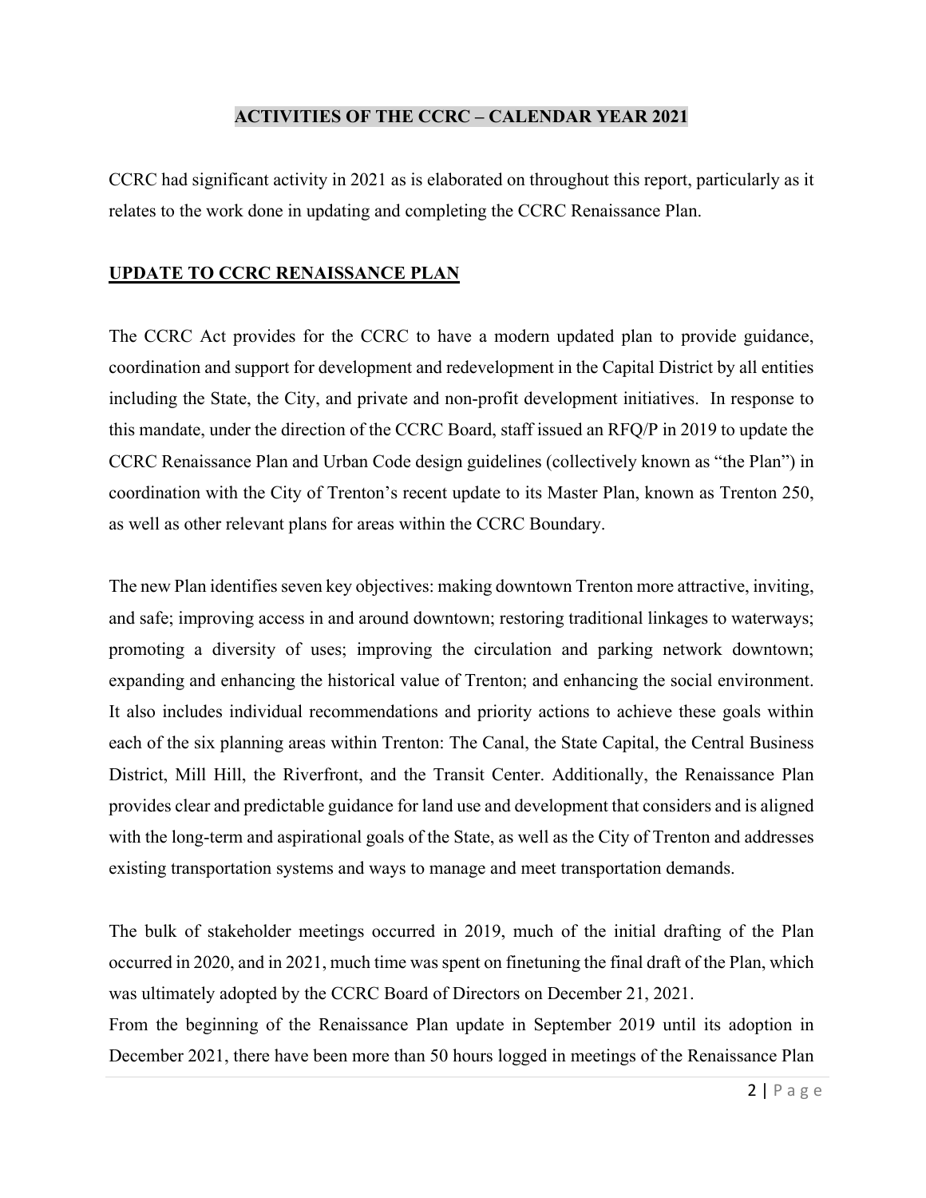# ACTIVITIES OF THE CCRC – CALENDAR YEAR 2021

CCRC had significant activity in 2021 as is elaborated on throughout this report, particularly as it relates to the work done in updating and completing the CCRC Renaissance Plan.

## UPDATE TO CCRC RENAISSANCE PLAN

The CCRC Act provides for the CCRC to have a modern updated plan to provide guidance, coordination and support for development and redevelopment in the Capital District by all entities including the State, the City, and private and non-profit development initiatives. In response to this mandate, under the direction of the CCRC Board, staff issued an RFQ/P in 2019 to update the CCRC Renaissance Plan and Urban Code design guidelines (collectively known as "the Plan") in coordination with the City of Trenton's recent update to its Master Plan, known as Trenton 250, as well as other relevant plans for areas within the CCRC Boundary.

The new Plan identifies seven key objectives: making downtown Trenton more attractive, inviting, and safe; improving access in and around downtown; restoring traditional linkages to waterways; promoting a diversity of uses; improving the circulation and parking network downtown; expanding and enhancing the historical value of Trenton; and enhancing the social environment. It also includes individual recommendations and priority actions to achieve these goals within each of the six planning areas within Trenton: The Canal, the State Capital, the Central Business District, Mill Hill, the Riverfront, and the Transit Center. Additionally, the Renaissance Plan provides clear and predictable guidance for land use and development that considers and is aligned with the long-term and aspirational goals of the State, as well as the City of Trenton and addresses existing transportation systems and ways to manage and meet transportation demands.

The bulk of stakeholder meetings occurred in 2019, much of the initial drafting of the Plan occurred in 2020, and in 2021, much time was spent on finetuning the final draft of the Plan, which was ultimately adopted by the CCRC Board of Directors on December 21, 2021.

From the beginning of the Renaissance Plan update in September 2019 until its adoption in December 2021, there have been more than 50 hours logged in meetings of the Renaissance Plan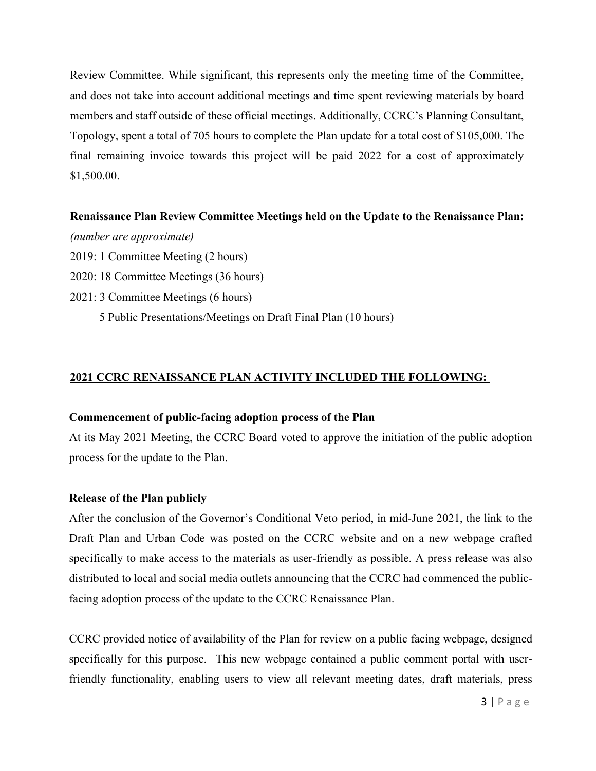Review Committee. While significant, this represents only the meeting time of the Committee, and does not take into account additional meetings and time spent reviewing materials by board members and staff outside of these official meetings. Additionally, CCRC's Planning Consultant, Topology, spent a total of 705 hours to complete the Plan update for a total cost of $105,000. The final remaining invoice towards this project will be paid 2022 for a cost of approximately $1,500.00.

**Renaissance Plan Review Committee Meetings held on the Update to the Renaissance Plan:**

*(number are approximate)*

2019: 1 Committee Meeting (2 hours)

2020: 18 Committee Meetings (36 hours)

2021: 3 Committee Meetings (6 hours)

5 Public Presentations/Meetings on Draft Final Plan (10 hours)

## 2021 CCRC RENAISSANCE PLAN ACTIVITY INCLUDED THE FOLLOWING:

**Commencement of public-facing adoption process of the Plan**

At its May 2021 Meeting, the CCRC Board voted to approve the initiation of the public adoption process for the update to the Plan.

**Release of the Plan publicly**

After the conclusion of the Governor's Conditional Veto period, in mid-June 2021, the link to the Draft Plan and Urban Code was posted on the CCRC website and on a new webpage crafted specifically to make access to the materials as user-friendly as possible. A press release was also distributed to local and social media outlets announcing that the CCRC had commenced the public-facing adoption process of the update to the CCRC Renaissance Plan.

CCRC provided notice of availability of the Plan for review on a public facing webpage, designed specifically for this purpose. This new webpage contained a public comment portal with user-friendly functionality, enabling users to view all relevant meeting dates, draft materials, press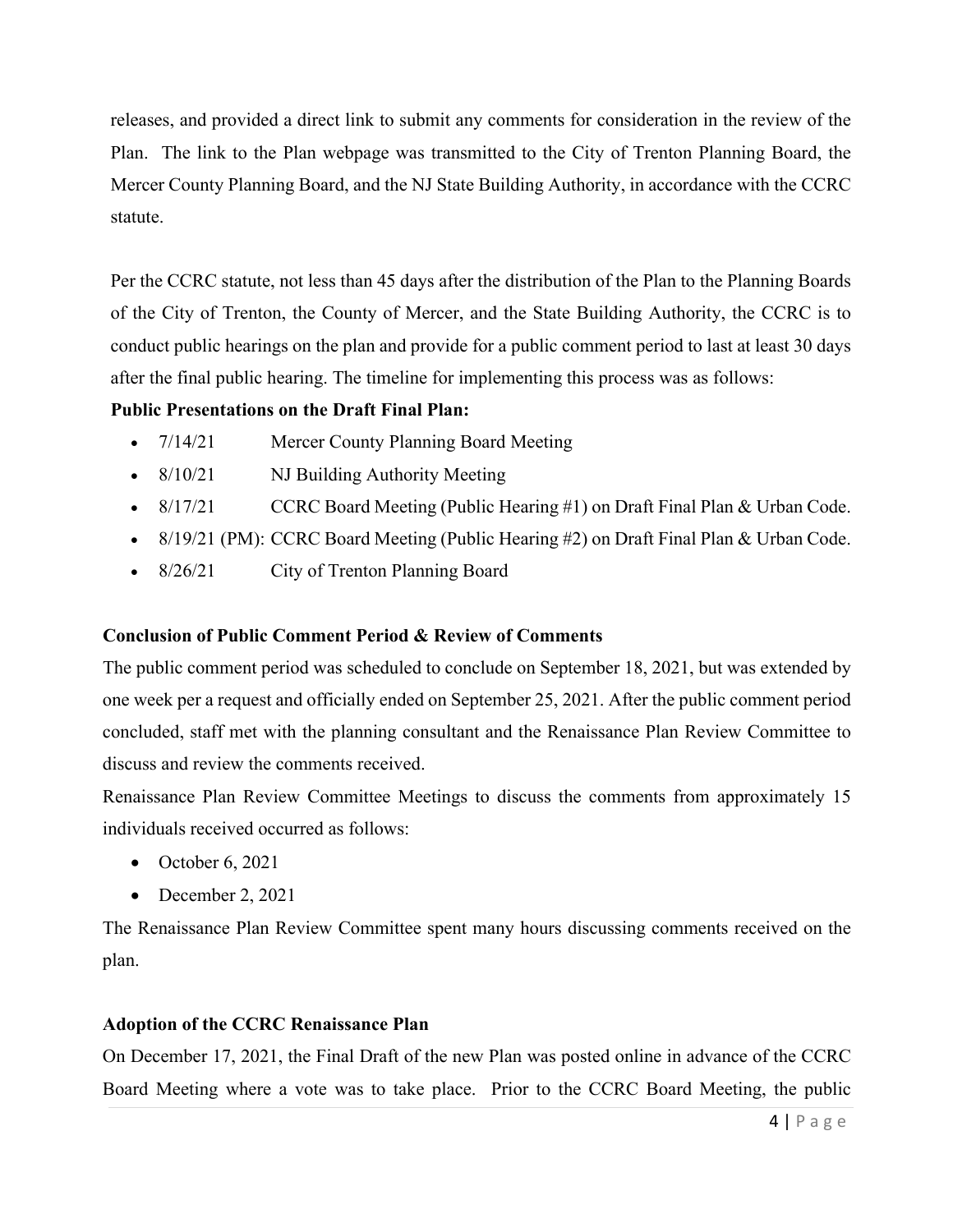releases, and provided a direct link to submit any comments for consideration in the review of the Plan. The link to the Plan webpage was transmitted to the City of Trenton Planning Board, the Mercer County Planning Board, and the NJ State Building Authority, in accordance with the CCRC statute.

Per the CCRC statute, not less than 45 days after the distribution of the Plan to the Planning Boards of the City of Trenton, the County of Mercer, and the State Building Authority, the CCRC is to conduct public hearings on the plan and provide for a public comment period to last at least 30 days after the final public hearing. The timeline for implementing this process was as follows:

**Public Presentations on the Draft Final Plan:**

- 7/14/21 Mercer County Planning Board Meeting
- 8/10/21 NJ Building Authority Meeting
- 8/17/21 CCRC Board Meeting (Public Hearing #1) on Draft Final Plan & Urban Code.
- 8/19/21 (PM): CCRC Board Meeting (Public Hearing #2) on Draft Final Plan & Urban Code.
- 8/26/21 City of Trenton Planning Board

**Conclusion of Public Comment Period & Review of Comments**

The public comment period was scheduled to conclude on September 18, 2021, but was extended by one week per a request and officially ended on September 25, 2021. After the public comment period concluded, staff met with the planning consultant and the Renaissance Plan Review Committee to discuss and review the comments received.

Renaissance Plan Review Committee Meetings to discuss the comments from approximately 15 individuals received occurred as follows:

- October 6, 2021
- December 2, 2021

The Renaissance Plan Review Committee spent many hours discussing comments received on the plan.

**Adoption of the CCRC Renaissance Plan**

On December 17, 2021, the Final Draft of the new Plan was posted online in advance of the CCRC Board Meeting where a vote was to take place. Prior to the CCRC Board Meeting, the public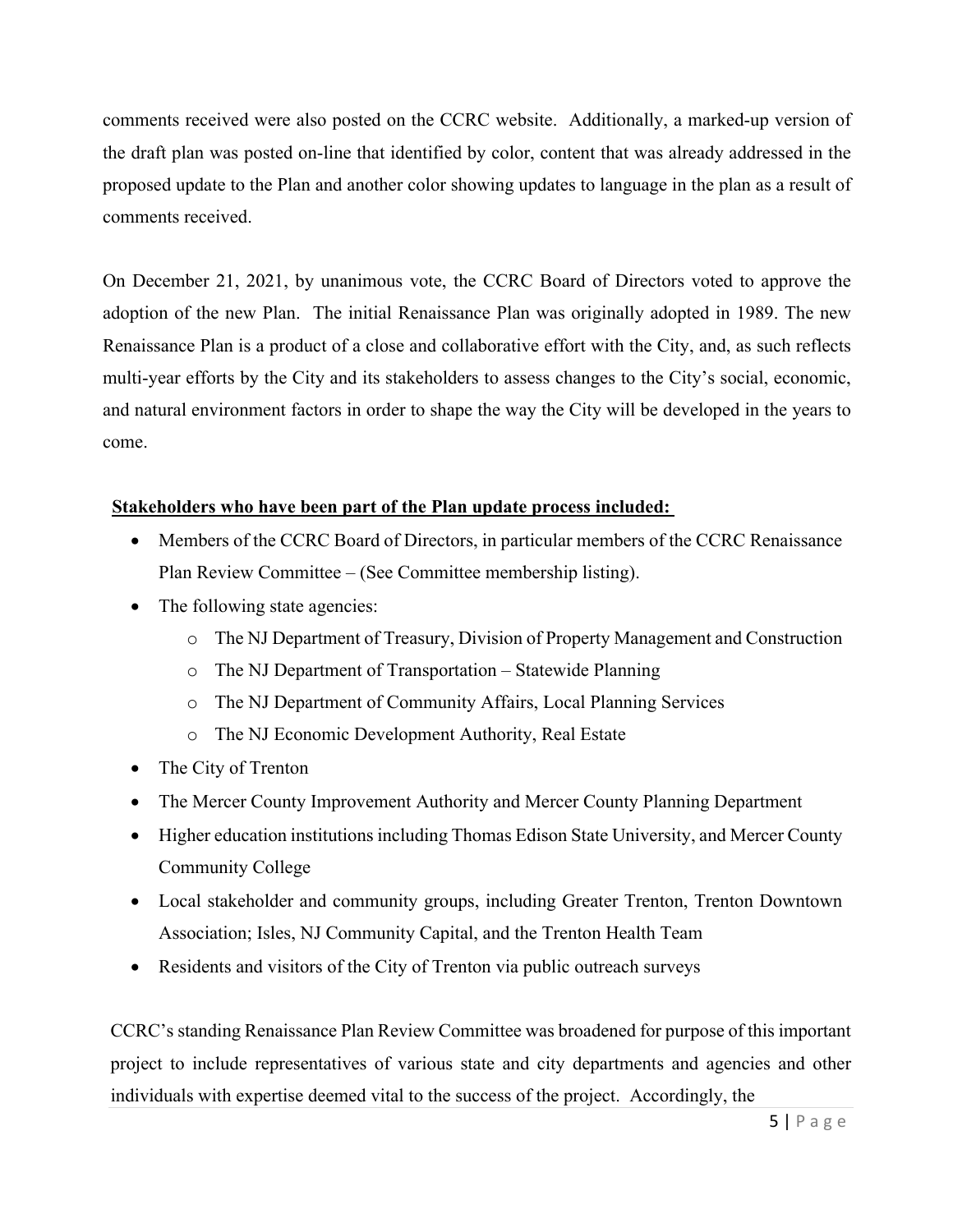comments received were also posted on the CCRC website. Additionally, a marked-up version of the draft plan was posted on-line that identified by color, content that was already addressed in the proposed update to the Plan and another color showing updates to language in the plan as a result of comments received.

On December 21, 2021, by unanimous vote, the CCRC Board of Directors voted to approve the adoption of the new Plan. The initial Renaissance Plan was originally adopted in 1989. The new Renaissance Plan is a product of a close and collaborative effort with the City, and, as such reflects multi-year efforts by the City and its stakeholders to assess changes to the City's social, economic, and natural environment factors in order to shape the way the City will be developed in the years to come.

**Stakeholders who have been part of the Plan update process included:**

- Members of the CCRC Board of Directors, in particular members of the CCRC Renaissance Plan Review Committee – (See Committee membership listing).
- The following state agencies:
  - The NJ Department of Treasury, Division of Property Management and Construction
  - The NJ Department of Transportation – Statewide Planning
  - The NJ Department of Community Affairs, Local Planning Services
  - The NJ Economic Development Authority, Real Estate
- The City of Trenton
- The Mercer County Improvement Authority and Mercer County Planning Department
- Higher education institutions including Thomas Edison State University, and Mercer County Community College
- Local stakeholder and community groups, including Greater Trenton, Trenton Downtown Association; Isles, NJ Community Capital, and the Trenton Health Team
- Residents and visitors of the City of Trenton via public outreach surveys

CCRC's standing Renaissance Plan Review Committee was broadened for purpose of this important project to include representatives of various state and city departments and agencies and other individuals with expertise deemed vital to the success of the project. Accordingly, the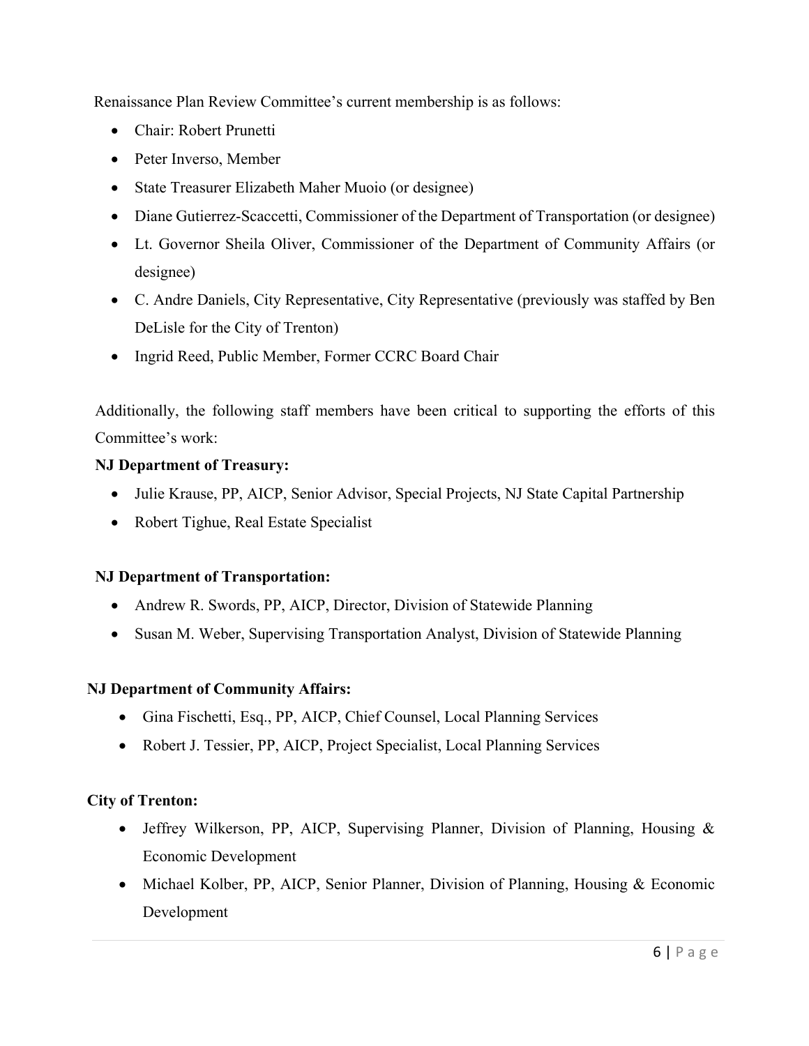Renaissance Plan Review Committee's current membership is as follows:

- Chair: Robert Prunetti
- Peter Inverso, Member
- State Treasurer Elizabeth Maher Muoio (or designee)
- Diane Gutierrez-Scaccetti, Commissioner of the Department of Transportation (or designee)
- Lt. Governor Sheila Oliver, Commissioner of the Department of Community Affairs (or designee)
- C. Andre Daniels, City Representative, City Representative (previously was staffed by Ben DeLisle for the City of Trenton)
- Ingrid Reed, Public Member, Former CCRC Board Chair

Additionally, the following staff members have been critical to supporting the efforts of this Committee's work:

**NJ Department of Treasury:**

- Julie Krause, PP, AICP, Senior Advisor, Special Projects, NJ State Capital Partnership
- Robert Tighue, Real Estate Specialist

**NJ Department of Transportation:**

- Andrew R. Swords, PP, AICP, Director, Division of Statewide Planning
- Susan M. Weber, Supervising Transportation Analyst, Division of Statewide Planning

**NJ Department of Community Affairs:**

- Gina Fischetti, Esq., PP, AICP, Chief Counsel, Local Planning Services
- Robert J. Tessier, PP, AICP, Project Specialist, Local Planning Services

**City of Trenton:**

- Jeffrey Wilkerson, PP, AICP, Supervising Planner, Division of Planning, Housing & Economic Development
- Michael Kolber, PP, AICP, Senior Planner, Division of Planning, Housing & Economic Development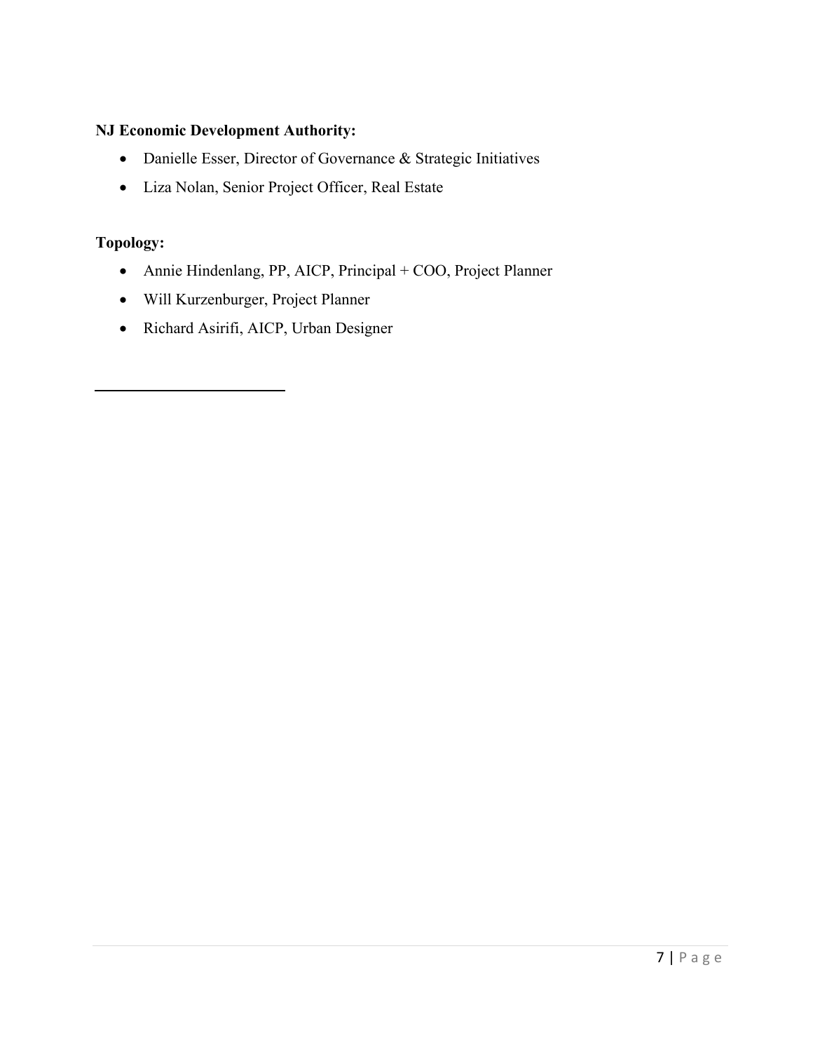**NJ Economic Development Authority:**

- Danielle Esser, Director of Governance & Strategic Initiatives
- Liza Nolan, Senior Project Officer, Real Estate

**Topology:**

- Annie Hindenlang, PP, AICP, Principal + COO, Project Planner
- Will Kurzenburger, Project Planner
- Richard Asirifi, AICP, Urban Designer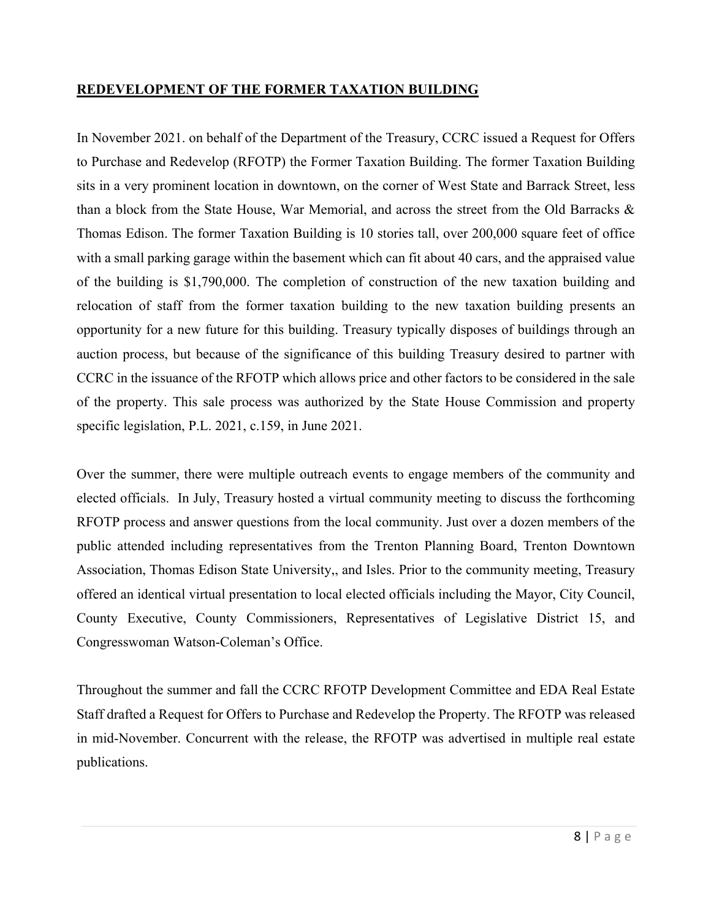## REDEVELOPMENT OF THE FORMER TAXATION BUILDING

In November 2021. on behalf of the Department of the Treasury, CCRC issued a Request for Offers to Purchase and Redevelop (RFOTP) the Former Taxation Building. The former Taxation Building sits in a very prominent location in downtown, on the corner of West State and Barrack Street, less than a block from the State House, War Memorial, and across the street from the Old Barracks & Thomas Edison. The former Taxation Building is 10 stories tall, over 200,000 square feet of office with a small parking garage within the basement which can fit about 40 cars, and the appraised value of the building is $1,790,000. The completion of construction of the new taxation building and relocation of staff from the former taxation building to the new taxation building presents an opportunity for a new future for this building. Treasury typically disposes of buildings through an auction process, but because of the significance of this building Treasury desired to partner with CCRC in the issuance of the RFOTP which allows price and other factors to be considered in the sale of the property. This sale process was authorized by the State House Commission and property specific legislation, P.L. 2021, c.159, in June 2021.

Over the summer, there were multiple outreach events to engage members of the community and elected officials. In July, Treasury hosted a virtual community meeting to discuss the forthcoming RFOTP process and answer questions from the local community. Just over a dozen members of the public attended including representatives from the Trenton Planning Board, Trenton Downtown Association, Thomas Edison State University,, and Isles. Prior to the community meeting, Treasury offered an identical virtual presentation to local elected officials including the Mayor, City Council, County Executive, County Commissioners, Representatives of Legislative District 15, and Congresswoman Watson-Coleman's Office.

Throughout the summer and fall the CCRC RFOTP Development Committee and EDA Real Estate Staff drafted a Request for Offers to Purchase and Redevelop the Property. The RFOTP was released in mid-November. Concurrent with the release, the RFOTP was advertised in multiple real estate publications.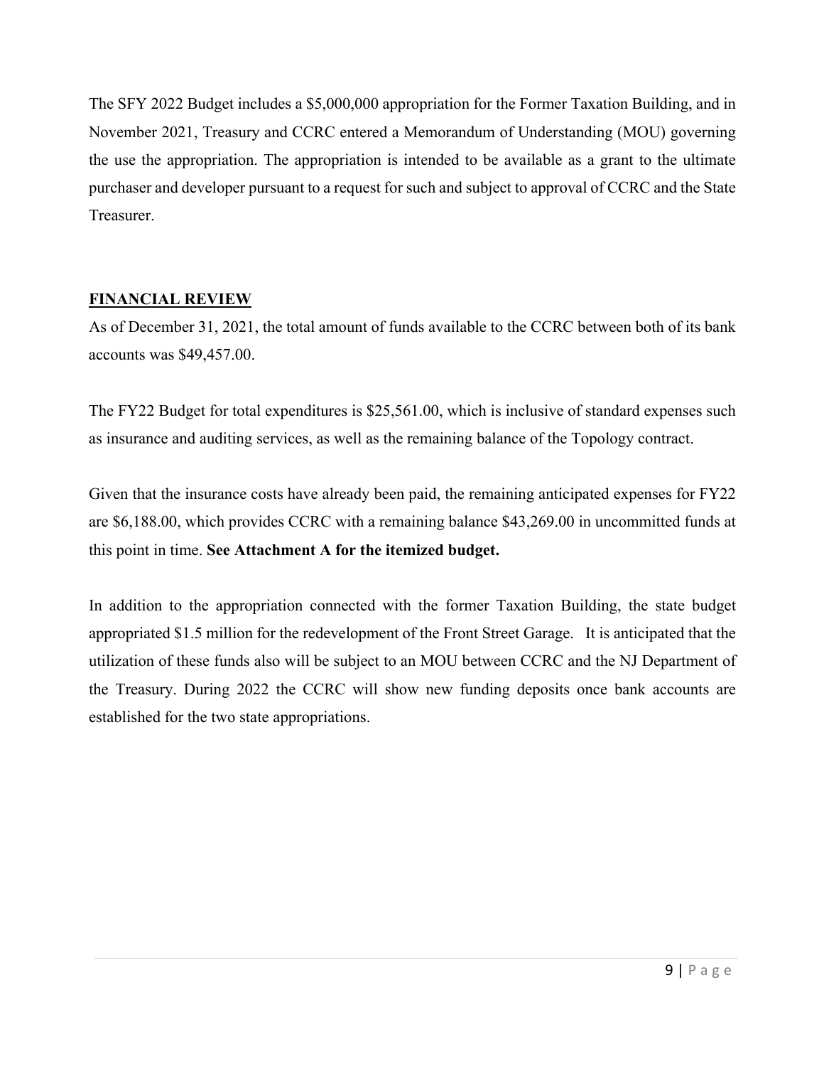The SFY 2022 Budget includes a $5,000,000 appropriation for the Former Taxation Building, and in November 2021, Treasury and CCRC entered a Memorandum of Understanding (MOU) governing the use the appropriation. The appropriation is intended to be available as a grant to the ultimate purchaser and developer pursuant to a request for such and subject to approval of CCRC and the State Treasurer.

## FINANCIAL REVIEW

As of December 31, 2021, the total amount of funds available to the CCRC between both of its bank accounts was $49,457.00.

The FY22 Budget for total expenditures is $25,561.00, which is inclusive of standard expenses such as insurance and auditing services, as well as the remaining balance of the Topology contract.

Given that the insurance costs have already been paid, the remaining anticipated expenses for FY22 are $6,188.00, which provides CCRC with a remaining balance $43,269.00 in uncommitted funds at this point in time. **See Attachment A for the itemized budget.**

In addition to the appropriation connected with the former Taxation Building, the state budget appropriated $1.5 million for the redevelopment of the Front Street Garage. It is anticipated that the utilization of these funds also will be subject to an MOU between CCRC and the NJ Department of the Treasury. During 2022 the CCRC will show new funding deposits once bank accounts are established for the two state appropriations.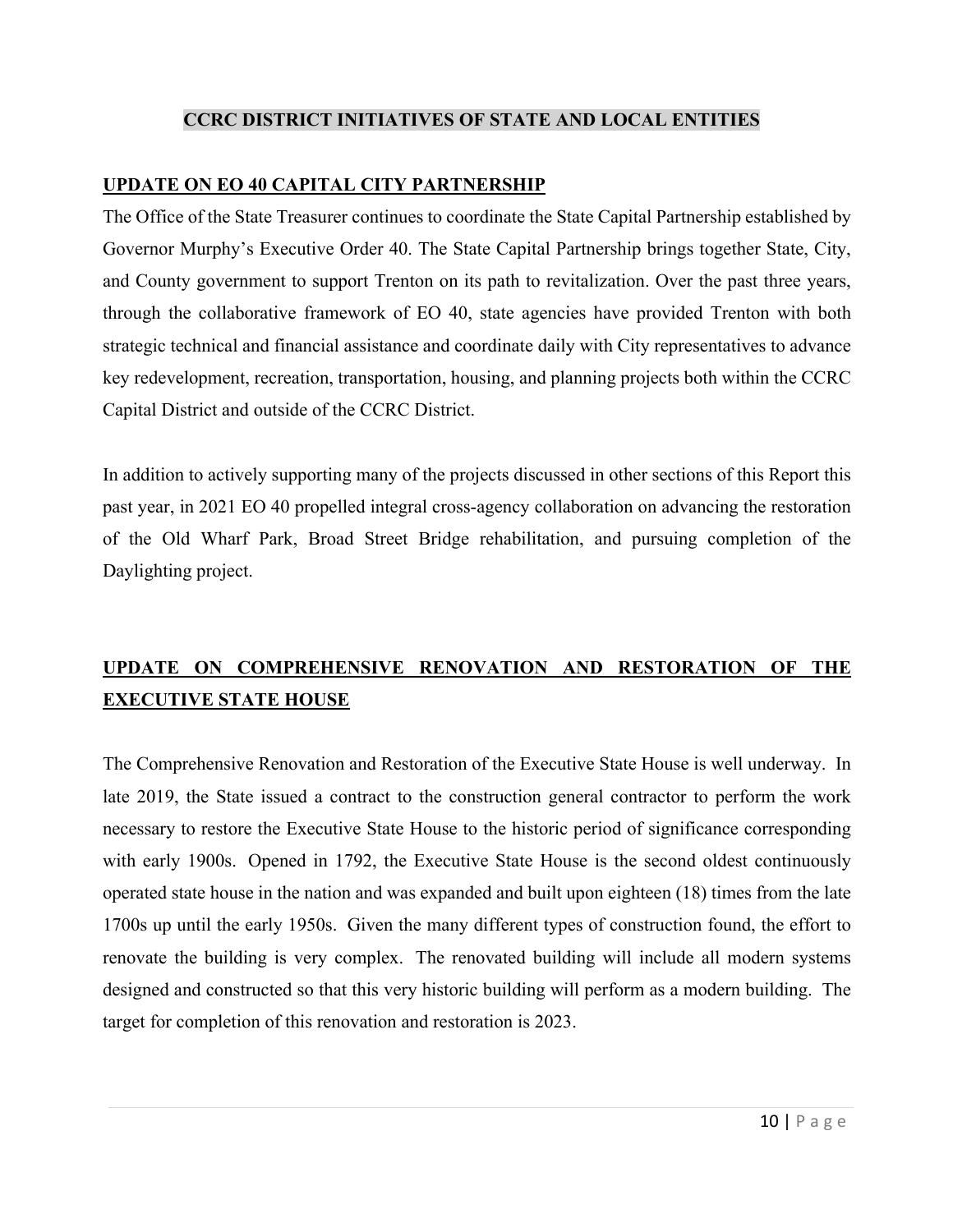## CCRC DISTRICT INITIATIVES OF STATE AND LOCAL ENTITIES

### UPDATE ON EO 40 CAPITAL CITY PARTNERSHIP

The Office of the State Treasurer continues to coordinate the State Capital Partnership established by Governor Murphy's Executive Order 40. The State Capital Partnership brings together State, City, and County government to support Trenton on its path to revitalization. Over the past three years, through the collaborative framework of EO 40, state agencies have provided Trenton with both strategic technical and financial assistance and coordinate daily with City representatives to advance key redevelopment, recreation, transportation, housing, and planning projects both within the CCRC Capital District and outside of the CCRC District.

In addition to actively supporting many of the projects discussed in other sections of this Report this past year, in 2021 EO 40 propelled integral cross-agency collaboration on advancing the restoration of the Old Wharf Park, Broad Street Bridge rehabilitation, and pursuing completion of the Daylighting project.

### UPDATE ON COMPREHENSIVE RENOVATION AND RESTORATION OF THE EXECUTIVE STATE HOUSE

The Comprehensive Renovation and Restoration of the Executive State House is well underway. In late 2019, the State issued a contract to the construction general contractor to perform the work necessary to restore the Executive State House to the historic period of significance corresponding with early 1900s. Opened in 1792, the Executive State House is the second oldest continuously operated state house in the nation and was expanded and built upon eighteen (18) times from the late 1700s up until the early 1950s. Given the many different types of construction found, the effort to renovate the building is very complex. The renovated building will include all modern systems designed and constructed so that this very historic building will perform as a modern building. The target for completion of this renovation and restoration is 2023.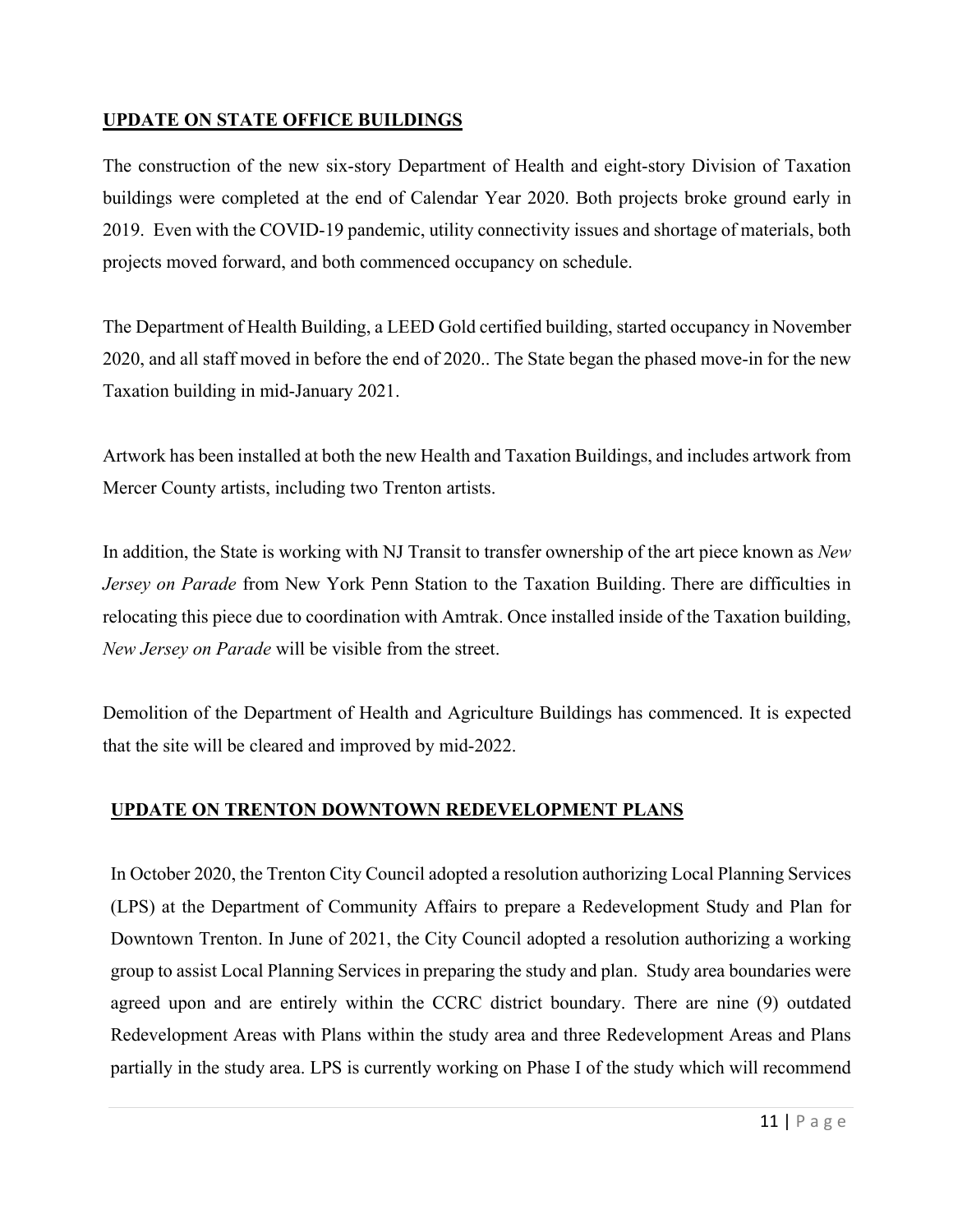## UPDATE ON STATE OFFICE BUILDINGS

The construction of the new six-story Department of Health and eight-story Division of Taxation buildings were completed at the end of Calendar Year 2020. Both projects broke ground early in 2019. Even with the COVID-19 pandemic, utility connectivity issues and shortage of materials, both projects moved forward, and both commenced occupancy on schedule.

The Department of Health Building, a LEED Gold certified building, started occupancy in November 2020, and all staff moved in before the end of 2020.. The State began the phased move-in for the new Taxation building in mid-January 2021.

Artwork has been installed at both the new Health and Taxation Buildings, and includes artwork from Mercer County artists, including two Trenton artists.

In addition, the State is working with NJ Transit to transfer ownership of the art piece known as *New Jersey on Parade* from New York Penn Station to the Taxation Building. There are difficulties in relocating this piece due to coordination with Amtrak. Once installed inside of the Taxation building, *New Jersey on Parade* will be visible from the street.

Demolition of the Department of Health and Agriculture Buildings has commenced. It is expected that the site will be cleared and improved by mid-2022.

## UPDATE ON TRENTON DOWNTOWN REDEVELOPMENT PLANS

In October 2020, the Trenton City Council adopted a resolution authorizing Local Planning Services (LPS) at the Department of Community Affairs to prepare a Redevelopment Study and Plan for Downtown Trenton. In June of 2021, the City Council adopted a resolution authorizing a working group to assist Local Planning Services in preparing the study and plan. Study area boundaries were agreed upon and are entirely within the CCRC district boundary. There are nine (9) outdated Redevelopment Areas with Plans within the study area and three Redevelopment Areas and Plans partially in the study area. LPS is currently working on Phase I of the study which will recommend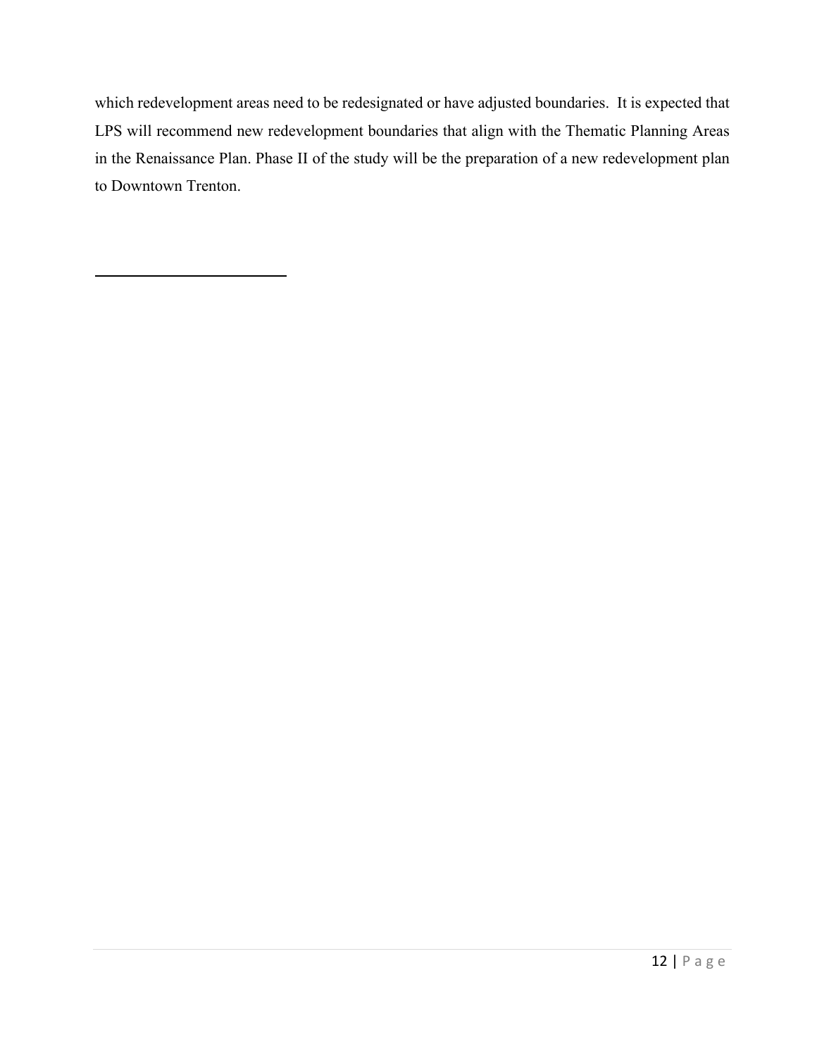which redevelopment areas need to be redesignated or have adjusted boundaries. It is expected that LPS will recommend new redevelopment boundaries that align with the Thematic Planning Areas in the Renaissance Plan. Phase II of the study will be the preparation of a new redevelopment plan to Downtown Trenton.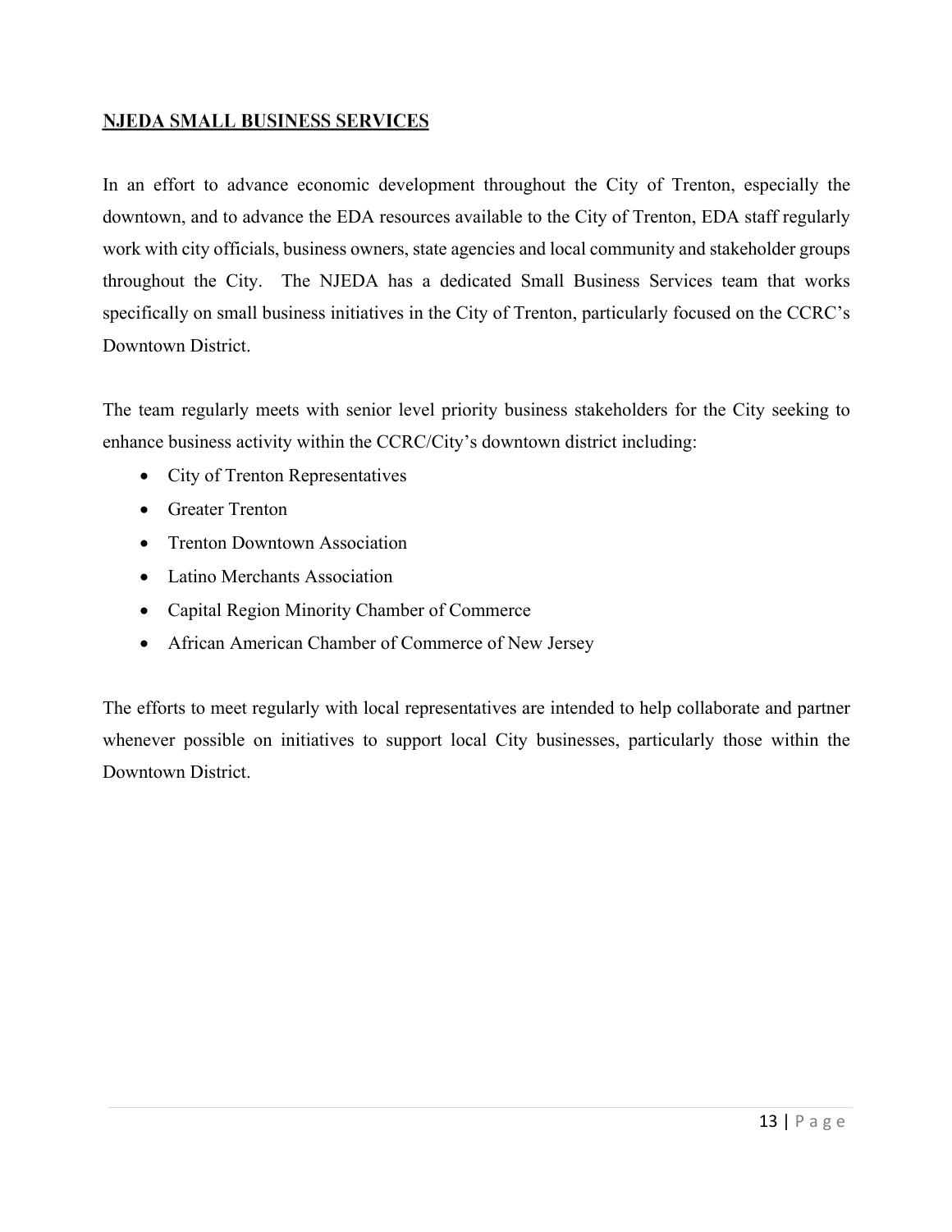## NJEDA SMALL BUSINESS SERVICES

In an effort to advance economic development throughout the City of Trenton, especially the downtown, and to advance the EDA resources available to the City of Trenton, EDA staff regularly work with city officials, business owners, state agencies and local community and stakeholder groups throughout the City. The NJEDA has a dedicated Small Business Services team that works specifically on small business initiatives in the City of Trenton, particularly focused on the CCRC's Downtown District.

The team regularly meets with senior level priority business stakeholders for the City seeking to enhance business activity within the CCRC/City's downtown district including:

- City of Trenton Representatives
- Greater Trenton
- Trenton Downtown Association
- Latino Merchants Association
- Capital Region Minority Chamber of Commerce
- African American Chamber of Commerce of New Jersey

The efforts to meet regularly with local representatives are intended to help collaborate and partner whenever possible on initiatives to support local City businesses, particularly those within the Downtown District.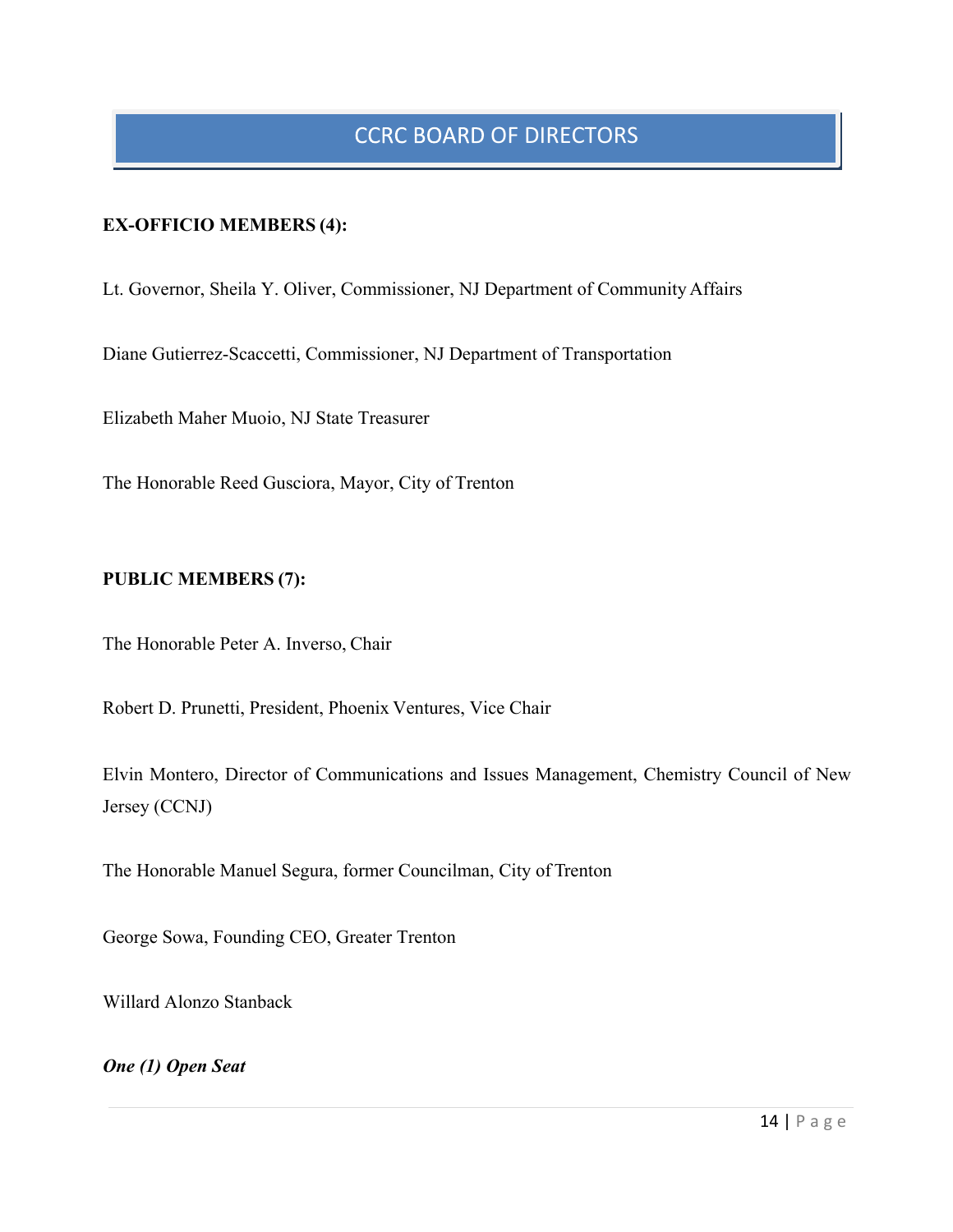# CCRC BOARD OF DIRECTORS

**EX-OFFICIO MEMBERS (4):**

Lt. Governor, Sheila Y. Oliver, Commissioner, NJ Department of Community Affairs

Diane Gutierrez-Scaccetti, Commissioner, NJ Department of Transportation

Elizabeth Maher Muoio, NJ State Treasurer

The Honorable Reed Gusciora, Mayor, City of Trenton

**PUBLIC MEMBERS (7):**

The Honorable Peter A. Inverso, Chair

Robert D. Prunetti, President, Phoenix Ventures, Vice Chair

Elvin Montero, Director of Communications and Issues Management, Chemistry Council of New Jersey (CCNJ)

The Honorable Manuel Segura, former Councilman, City of Trenton

George Sowa, Founding CEO, Greater Trenton

Willard Alonzo Stanback

***One (1) Open Seat***